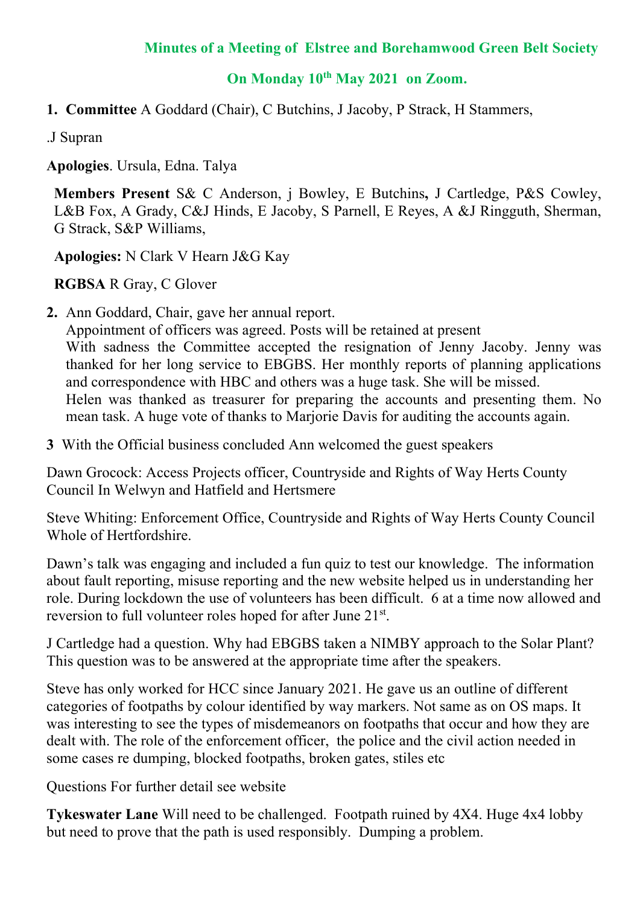**Minutes of a Meeting of Elstree and Borehamwood Green Belt Society**

**On Monday 10th May 2021 on Zoom.**

1. **Committee** A Goddard (Chair), C Butchins, J Jacoby, P Strack, H Stammers,

.J Supran

**Apologies**. Ursula, Edna. Talya

**Members Present** S& C Anderson, j Bowley, E Butchins**,** J Cartledge, P&S Cowley, L&B Fox, A Grady, C&J Hinds, E Jacoby, S Parnell, E Reyes, A &J Ringguth, Sherman, G Strack, S&P Williams,

**Apologies:** N Clark V Hearn J&G Kay

**RGBSA** R Gray, C Glover

2. Ann Goddard, Chair, gave her annual report.
   Appointment of officers was agreed. Posts will be retained at present
   With sadness the Committee accepted the resignation of Jenny Jacoby. Jenny was thanked for her long service to EBGBS. Her monthly reports of planning applications and correspondence with HBC and others was a huge task. She will be missed.
   Helen was thanked as treasurer for preparing the accounts and presenting them. No mean task. A huge vote of thanks to Marjorie Davis for auditing the accounts again.

**3** With the Official business concluded Ann welcomed the guest speakers

Dawn Grocock: Access Projects officer, Countryside and Rights of Way Herts County Council In Welwyn and Hatfield and Hertsmere

Steve Whiting: Enforcement Office, Countryside and Rights of Way Herts County Council Whole of Hertfordshire.

Dawn's talk was engaging and included a fun quiz to test our knowledge. The information about fault reporting, misuse reporting and the new website helped us in understanding her role. During lockdown the use of volunteers has been difficult. 6 at a time now allowed and reversion to full volunteer roles hoped for after June 21st.

J Cartledge had a question. Why had EBGBS taken a NIMBY approach to the Solar Plant? This question was to be answered at the appropriate time after the speakers.

Steve has only worked for HCC since January 2021. He gave us an outline of different categories of footpaths by colour identified by way markers. Not same as on OS maps. It was interesting to see the types of misdemeanors on footpaths that occur and how they are dealt with. The role of the enforcement officer, the police and the civil action needed in some cases re dumping, blocked footpaths, broken gates, stiles etc

Questions For further detail see website

**Tykeswater Lane** Will need to be challenged. Footpath ruined by 4X4. Huge 4x4 lobby but need to prove that the path is used responsibly. Dumping a problem.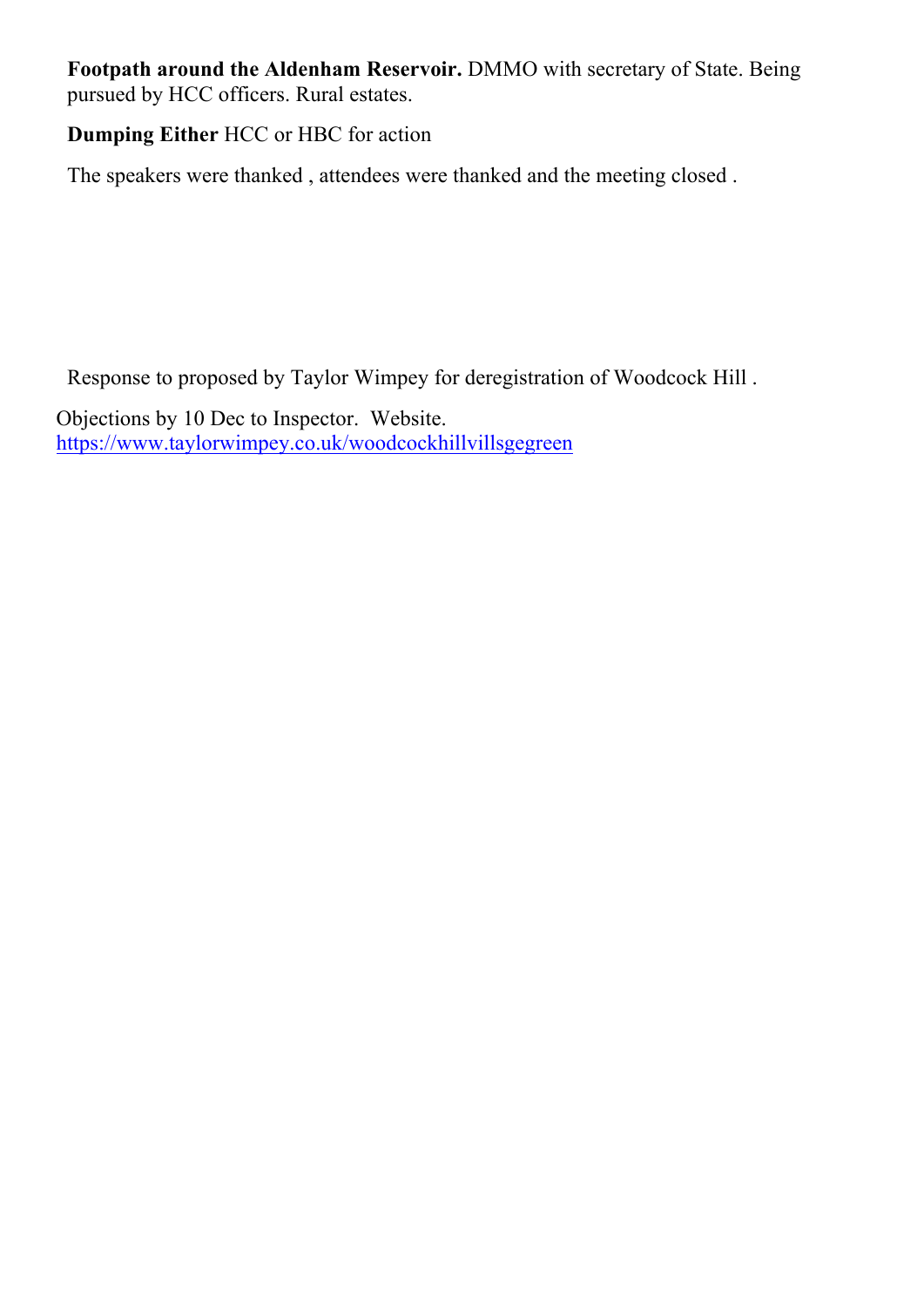**Footpath around the Aldenham Reservoir.** DMMO with secretary of State. Being pursued by HCC officers. Rural estates.

**Dumping Either** HCC or HBC for action

The speakers were thanked , attendees were thanked and the meeting closed .

Response to proposed by Taylor Wimpey for deregistration of Woodcock Hill .

Objections by 10 Dec to Inspector. Website.
https://www.taylorwimpey.co.uk/woodcockhillvillsgegreen